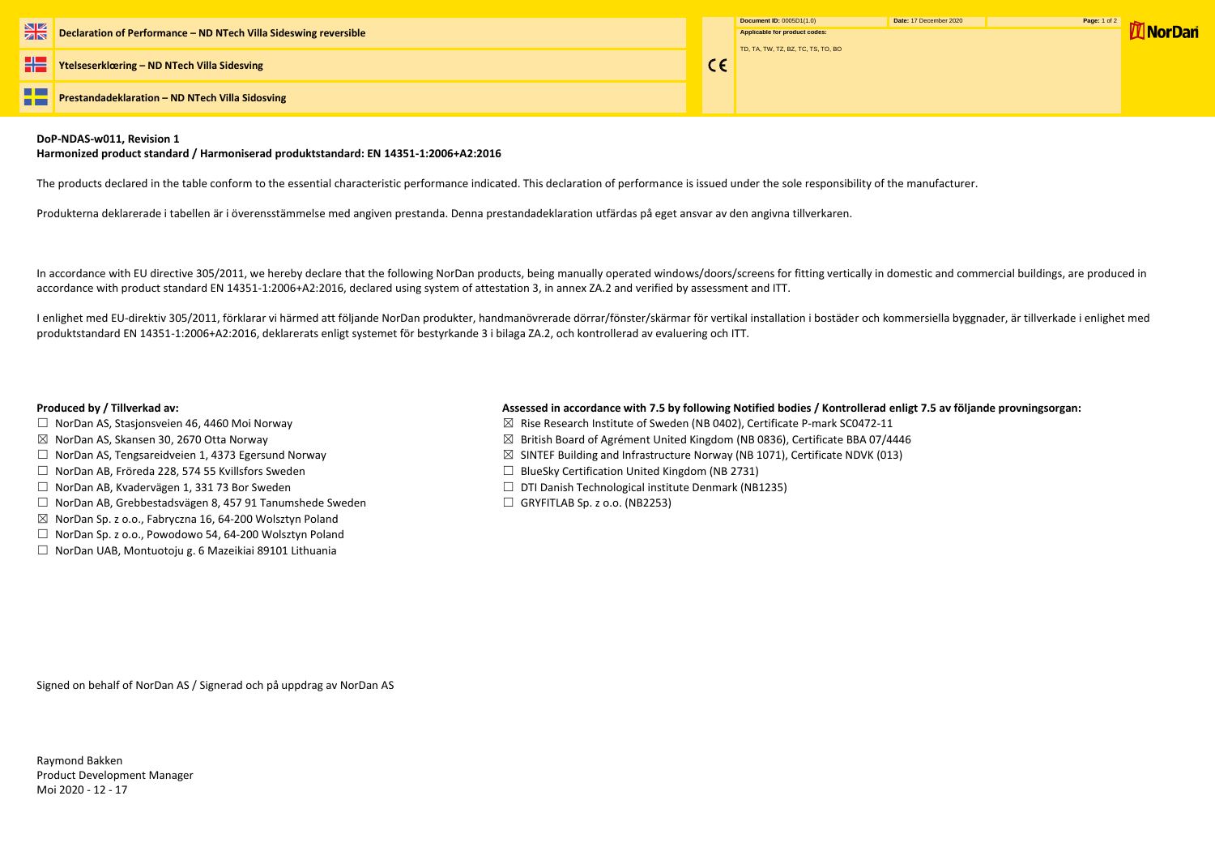**Declaration of Performance – ND NTech Villa Sideswing reversible**

**Ytelseserklœring – ND NTech Villa Sidesving**

**Prestandadeklaration – ND NTech Villa Sidosving**

CE

**Document ID:** 0005D1(1.0) **Date:** 17 December 2020

**Applicable for product codes:**

TD, TA, TW, TZ, BZ, TC, TS, TO, BO

NorDan

**DoP-NDAS-w011, Revision 1**
**Harmonized product standard / Harmoniserad produktstandard: EN 14351-1:2006+A2:2016**

The products declared in the table conform to the essential characteristic performance indicated. This declaration of performance is issued under the sole responsibility of the manufacturer.

Produkterna deklarerade i tabellen är i överensstämmelse med angiven prestanda. Denna prestandadeklaration utfärdas på eget ansvar av den angivna tillverkaren.

In accordance with EU directive 305/2011, we hereby declare that the following NorDan products, being manually operated windows/doors/screens for fitting vertically in domestic and commercial buildings, are produced in accordance with product standard EN 14351-1:2006+A2:2016, declared using system of attestation 3, in annex ZA.2 and verified by assessment and ITT.

I enlighet med EU-direktiv 305/2011, förklarar vi härmed att följande NorDan produkter, handmanövrerade dörrar/fönster/skärmar för vertikal installation i bostäder och kommersiella byggnader, är tillverkade i enlighet med produktstandard EN 14351-1:2006+A2:2016, deklarerats enligt systemet för bestyrkande 3 i bilaga ZA.2, och kontrollerad av evaluering och ITT.

**Produced by / Tillverkad av:**

- ☐ NorDan AS, Stasjonsveien 46, 4460 Moi Norway
- ☒ NorDan AS, Skansen 30, 2670 Otta Norway
- ☐ NorDan AS, Tengsareidveien 1, 4373 Egersund Norway
- ☐ NorDan AB, Fröreda 228, 574 55 Kvillsfors Sweden
- ☐ NorDan AB, Kvadervägen 1, 331 73 Bor Sweden
- ☐ NorDan AB, Grebbestadsvägen 8, 457 91 Tanumshede Sweden
- ☒ NorDan Sp. z o.o., Fabryczna 16, 64-200 Wolsztyn Poland
- ☐ NorDan Sp. z o.o., Powodowo 54, 64-200 Wolsztyn Poland
- ☐ NorDan UAB, Montuotoju g. 6 Mazeikiai 89101 Lithuania

**Assessed in accordance with 7.5 by following Notified bodies / Kontrollerad enligt 7.5 av följande provningsorgan:**

- ☒ Rise Research Institute of Sweden (NB 0402), Certificate P-mark SC0472-11
- ☒ British Board of Agrément United Kingdom (NB 0836), Certificate BBA 07/4446
- ☒ SINTEF Building and Infrastructure Norway (NB 1071), Certificate NDVK (013)
- ☐ BlueSky Certification United Kingdom (NB 2731)
- ☐ DTI Danish Technological institute Denmark (NB1235)
- ☐ GRYFITLAB Sp. z o.o. (NB2253)

Signed on behalf of NorDan AS / Signerad och på uppdrag av NorDan AS

Raymond Bakken
Product Development Manager
Moi 2020 - 12 - 17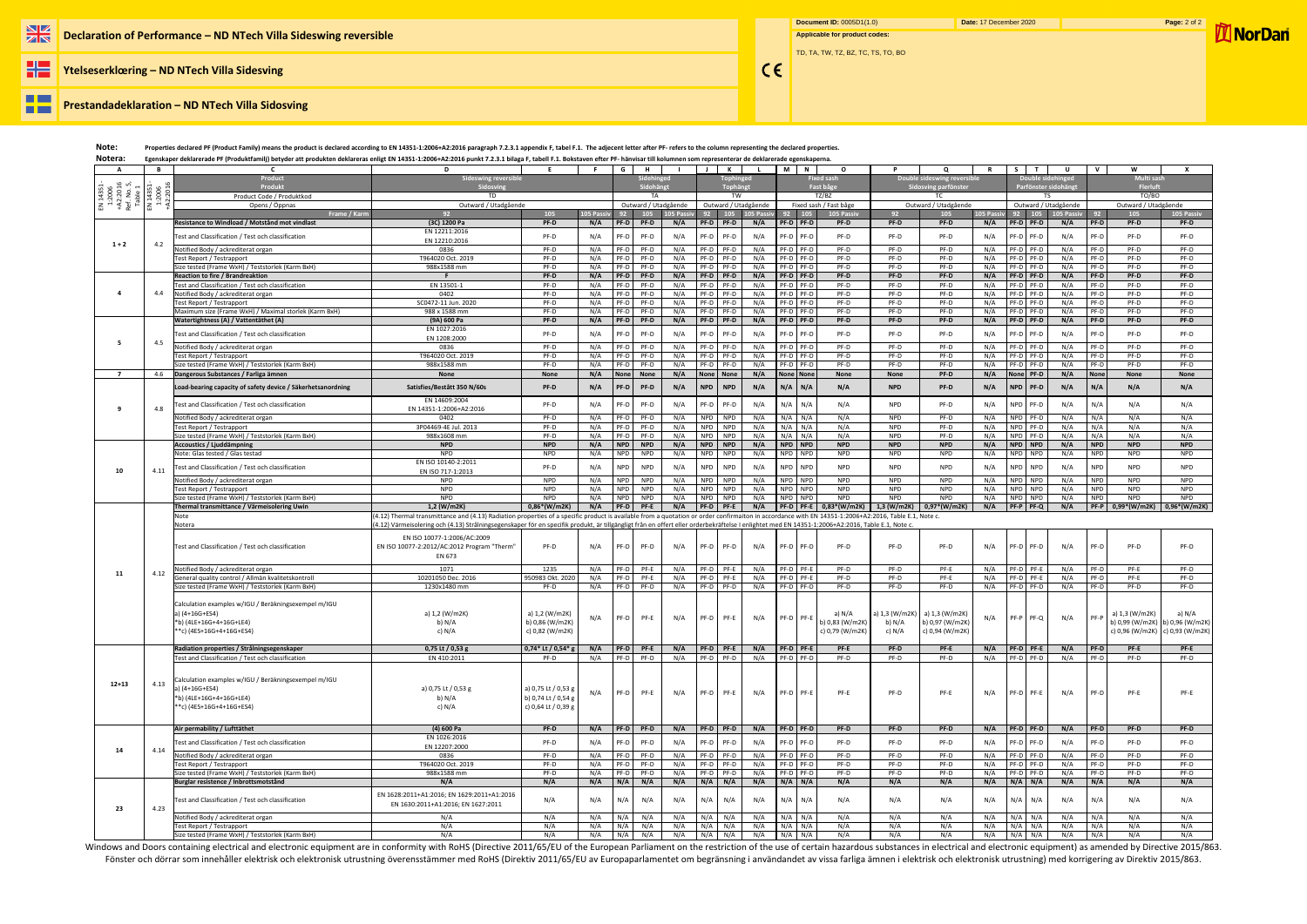# Declaration of Performance – ND NTech Villa Sideswing reversible

# Ytelseserklæring – ND NTech Villa Sidesving

# Prestandadeklaration – ND NTech Villa Sidosving

**Document ID:** 0005D1(1.0) **Date:** 17 December 2020

**Applicable for product codes:**

TD, TA, TW, TZ, BZ, TC, TS, TO, BO

CE

**Note:** Properties declared PF (Product Family) means the product is declared according to EN 14351-1:2006+A2:2016 paragraph 7.2.3.1 appendix F, tabel F.1. The adjecent letter after PF- refers to the column representing the declared properties.

**Notera:** Egenskaper deklarerade PF (Produktfamilj) betyder att produkten deklareras enligt EN 14351-1:2006+A2:2016 punkt 7.2.3.1 bilaga F, tabell F.1. Bokstaven efter PF- hänvisar till kolumnen som representerar de deklarerade egenskaperna.

| A | B | C | D | E | F | G | H | I | J | K | L | M | N | O | P | Q | R | S | T | U | V | W | X |
|---|---|---|---|---|---|---|---|---|---|---|---|---|---|---|---|---|---|---|---|---|---|---|---|
| EN 14351-1:2006 +A2:2016 Ref. No. 5, Table 1 | EN 14351-1:2006 +A2:2016 | Product / Produkt | Sideswing reversible / Sidosving | | | Sidehinged / Sidohängt | | | Tophinged / Topphängt | | | Fixed sash / Fast båge | | | Double sideswing reversible / Sidosving parfönster | | | Double sidehinged / Parfönster sidohängt | | | Multi sash / Flerluft | | |
| | | Product Code / Produktkod | TD | | | TA | | | TW | | | TZ/BZ | | | TC | | | TS | | | TO/BO | | |
| | | Opens / Öppnas | Outward / Utagående | | | Outward / Utagående | | | Outward / Utagående | | | Fixed sash / Fast båge | | | Outward / Utagående | | | Outward / Utagående | | | Outward / Utagående | | |
| | | Frame / Karm | 92 | 105 | 105 Passiv | 92 | 105 | 105 Passiv | 92 | 105 | 105 Passiv | 92 | 105 | 105 Passiv | 92 | 105 | 105 Passiv | 92 | 105 | 105 Passiv | 92 | 105 | 105 Passiv |
| 1 + 2 | 4.2 | **Resistance to Windload / Motstånd mot vindlast** | **(3C) 1200 Pa** | **PF-D** | **N/A** | **PF-D** | **PF-D** | **N/A** | **PF-D** | **PF-D** | **N/A** | **PF-D** | **PF-D** | **PF-D** | **PF-D** | **PF-D** | **N/A** | **PF-D** | **PF-D** | **N/A** | **PF-D** | **PF-D** | **PF-D** |
| | | Test and Classification / Test och classification | EN 12211:2016 EN 12210:2016 | PF-D | N/A | PF-D | PF-D | N/A | PF-D | PF-D | N/A | PF-D | PF-D | PF-D | PF-D | PF-D | N/A | PF-D | PF-D | N/A | PF-D | PF-D | PF-D |
| | | Notified Body / ackrediterat organ | 0836 | PF-D | N/A | PF-D | PF-D | N/A | PF-D | PF-D | N/A | PF-D | PF-D | PF-D | PF-D | PF-D | N/A | PF-D | PF-D | N/A | PF-D | PF-D | PF-D |
| | | Test Report / Testrapport | T964020 Oct. 2019 | PF-D | N/A | PF-D | PF-D | N/A | PF-D | PF-D | N/A | PF-D | PF-D | PF-D | PF-D | PF-D | N/A | PF-D | PF-D | N/A | PF-D | PF-D | PF-D |
| | | Size tested (Frame WxH) / Teststorlek (Karm BxH) | 988x1588 mm | PF-D | N/A | PF-D | PF-D | N/A | PF-D | PF-D | N/A | PF-D | PF-D | PF-D | PF-D | PF-D | N/A | PF-D | PF-D | N/A | PF-D | PF-D | PF-D |
| 4 | 4.4 | **Reaction to fire / Brandreaktion** | **F** | **PF-D** | **N/A** | **PF-D** | **PF-D** | **N/A** | **PF-D** | **PF-D** | **N/A** | **PF-D** | **PF-D** | **PF-D** | **PF-D** | **PF-D** | **N/A** | **PF-D** | **PF-D** | **N/A** | **PF-D** | **PF-D** | **PF-D** |
| | | Test and Classification / Test och classification | EN 13501-1 | PF-D | N/A | PF-D | PF-D | N/A | PF-D | PF-D | N/A | PF-D | PF-D | PF-D | PF-D | PF-D | N/A | PF-D | PF-D | N/A | PF-D | PF-D | PF-D |
| | | Notified Body / ackrediterat organ | 0402 | PF-D | N/A | PF-D | PF-D | N/A | PF-D | PF-D | N/A | PF-D | PF-D | PF-D | PF-D | PF-D | N/A | PF-D | PF-D | N/A | PF-D | PF-D | PF-D |
| | | Test Report / Testrapport | SC0472-11 Jun. 2020 | PF-D | N/A | PF-D | PF-D | N/A | PF-D | PF-D | N/A | PF-D | PF-D | PF-D | PF-D | PF-D | N/A | PF-D | PF-D | N/A | PF-D | PF-D | PF-D |
| | | Maximum size (Frame WxH) / Maximal storlek (Karm BxH) | 988 x 1588 mm | PF-D | N/A | PF-D | PF-D | N/A | PF-D | PF-D | N/A | PF-D | PF-D | PF-D | PF-D | PF-D | N/A | PF-D | PF-D | N/A | PF-D | PF-D | PF-D |
| 5 | 4.5 | **Watertightness (A) / Vattentäthet (A)** | **(9A) 600 Pa** | **PF-D** | **N/A** | **PF-D** | **PF-D** | **N/A** | **PF-D** | **PF-D** | **N/A** | **PF-D** | **PF-D** | **PF-D** | **PF-D** | **PF-D** | **N/A** | **PF-D** | **PF-D** | **N/A** | **PF-D** | **PF-D** | **PF-D** |
| | | Test and Classification / Test och classification | EN 1027:2016 EN 1208:2000 | PF-D | N/A | PF-D | PF-D | N/A | PF-D | PF-D | N/A | PF-D | PF-D | PF-D | PF-D | PF-D | N/A | PF-D | PF-D | N/A | PF-D | PF-D | PF-D |
| | | Notified Body / ackrediterat organ | 0836 | PF-D | N/A | PF-D | PF-D | N/A | PF-D | PF-D | N/A | PF-D | PF-D | PF-D | PF-D | PF-D | N/A | PF-D | PF-D | N/A | PF-D | PF-D | PF-D |
| | | Test Report / Testrapport | T964020 Oct. 2019 | PF-D | N/A | PF-D | PF-D | N/A | PF-D | PF-D | N/A | PF-D | PF-D | PF-D | PF-D | PF-D | N/A | PF-D | PF-D | N/A | PF-D | PF-D | PF-D |
| | | Size tested (Frame WxH) / Teststorlek (Karm BxH) | 988x1588 mm | PF-D | N/A | PF-D | PF-D | N/A | PF-D | PF-D | N/A | PF-D | PF-D | PF-D | PF-D | PF-D | N/A | PF-D | PF-D | N/A | PF-D | PF-D | PF-D |
| 7 | 4.6 | **Dangerous Substances / Farliga ämnen** | **None** | **None** | **N/A** | **None** | **None** | **N/A** | **None** | **None** | **N/A** | **None** | **None** | **None** | **None** | **PF-D** | **N/A** | **None** | **PF-D** | **N/A** | **None** | **None** | **None** |
| 9 | 4.8 | **Load-bearing capacity of safety device / Säkerhetsanordning** | **Satisfies/Bestått 350 N/60s** | **PF-D** | **N/A** | **PF-D** | **PF-D** | **N/A** | **NPD** | **NPD** | **N/A** | **N/A** | **N/A** | **N/A** | **NPD** | **PF-D** | **N/A** | **NPD** | **PF-D** | **N/A** | **N/A** | **N/A** | **N/A** |
| | | Test and Classification / Test och classification | EN 14609:2004 EN 14351-1:2006+A2:2016 | PF-D | N/A | PF-D | PF-D | N/A | PF-D | PF-D | N/A | N/A | N/A | N/A | NPD | PF-D | N/A | NPD | PF-D | N/A | N/A | N/A | N/A |
| | | Notified Body / ackrediterat organ | 0402 | PF-D | N/A | PF-D | PF-D | N/A | NPD | NPD | N/A | N/A | N/A | N/A | NPD | PF-D | N/A | NPD | PF-D | N/A | N/A | N/A | N/A |
| | | Test Report / Testrapport | 3P04469-4E Jul. 2013 | PF-D | N/A | PF-D | PF-D | N/A | NPD | NPD | N/A | N/A | N/A | N/A | NPD | PF-D | N/A | NPD | PF-D | N/A | N/A | N/A | N/A |
| | | Size tested (Frame WxH) / Teststorlek (Karm BxH) | 988x1608 mm | PF-D | N/A | PF-D | PF-D | N/A | NPD | NPD | N/A | N/A | N/A | N/A | NPD | PF-D | N/A | NPD | PF-D | N/A | N/A | N/A | N/A |
| 10 | 4.11 | **Accoustics / Ljuddämpning** | **NPD** | **NPD** | **N/A** | **NPD** | **NPD** | **N/A** | **NPD** | **NPD** | **N/A** | **NPD** | **NPD** | **NPD** | **NPD** | **NPD** | **N/A** | **NPD** | **NPD** | **N/A** | **NPD** | **NPD** | **NPD** |
| | | Note: Glas tested / Glas testad | NPD | NPD | N/A | NPD | NPD | N/A | NPD | NPD | N/A | NPD | NPD | NPD | NPD | NPD | N/A | NPD | NPD | N/A | NPD | NPD | NPD |
| | | Test and Classification / Test och classification | EN ISO 10140-2:2011 EN ISO 717-1:2013 | PF-D | N/A | NPD | NPD | N/A | NPD | NPD | N/A | NPD | NPD | NPD | NPD | NPD | N/A | NPD | NPD | N/A | NPD | NPD | NPD |
| | | Notified Body / ackrediterat organ | NPD | NPD | N/A | NPD | NPD | N/A | NPD | NPD | N/A | NPD | NPD | NPD | NPD | NPD | N/A | NPD | NPD | N/A | NPD | NPD | NPD |
| | | Test Report / Testrapport | NPD | NPD | N/A | NPD | NPD | N/A | NPD | NPD | N/A | NPD | NPD | NPD | NPD | NPD | N/A | NPD | NPD | N/A | NPD | NPD | NPD |
| | | Size tested (Frame WxH) / Teststorlek (Karm BxH) | NPD | NPD | N/A | NPD | NPD | N/A | NPD | NPD | N/A | NPD | NPD | NPD | NPD | NPD | N/A | NPD | NPD | N/A | NPD | NPD | NPD |
| 11 | 4.12 | **Thermal transmittance / Värmeisolering Uwin** | **1,2 (W/m2K)** | **0,86*(W/m2K)** | **N/A** | **PF-D** | **PF-E** | **N/A** | **PF-D** | **PF-E** | **N/A** | **PF-D** | **PF-E** | **0,83*(W/m2K)** | **1,3 (W/m2K)** | **0,97*(W/m2K)** | **N/A** | **PF-P** | **PF-Q** | **N/A** | **PF-P** | **0,99*(W/m2K)** | **0,96*(W/m2K)** |
| | | Note | (4.12) Thermal transmittance and (4.13) Radiation properties of a specific product is available from a quotation or order confirmaiton in accordance with EN 14351-1:2006+A2:2016, Table E.1, Note c. | | | | | | | | | | | | | | | | | | | | |
| | | Notera | (4.12) Värmeisolering och (4.13) Strålningsegenskaper för en specifik produkt, är tillgängligt från en offert eller orderbekräftelse i enlighet med EN 14351-1:2006+A2:2016, Table E.1, Note c. | | | | | | | | | | | | | | | | | | | | |
| | | Test and Classification / Test och classification | EN ISO 10077-1:2006/AC:2009 EN ISO 10077-2:2012/AC:2012 Program "Therm" EN 673 | PF-D | N/A | PF-D | PF-D | N/A | PF-D | PF-D | N/A | PF-D | PF-D | PF-D | PF-D | PF-D | N/A | PF-D | PF-D | N/A | PF-D | PF-D | PF-D |
| | | Notified Body / ackrediterat organ | 1071 | 1235 | N/A | PF-D | PF-E | N/A | PF-D | PF-E | N/A | PF-D | PF-E | PF-D | PF-D | PF-E | N/A | PF-D | PF-E | N/A | PF-D | PF-E | PF-D |
| | | General quality control / Allmän kvalitetskontroll | 10201050 Dec. 2016 | 950983 Okt. 2020 | N/A | PF-D | PF-E | N/A | PF-D | PF-E | N/A | PF-D | PF-E | PF-D | PF-D | PF-E | N/A | PF-D | PF-E | N/A | PF-D | PF-E | PF-D |
| | | Size tested (Frame WxH) / Teststorlek (Karm BxH) | 1230x1480 mm | PF-D | N/A | PF-D | PF-D | N/A | PF-D | PF-D | N/A | PF-D | PF-D | PF-D | PF-D | PF-D | N/A | PF-D | PF-D | N/A | PF-D | PF-D | PF-D |
| | | Calculation examples w/IGU / Beräkningsexempel m/IGU a) (4+16G+ES4) *b) (4LE+16G+4+16G+LE4) **c) (4ES+16G+4+16G+ES4) | a) 1,2 (W/m2K) b) N/A c) N/A | a) 1,2 (W/m2K) b) 0,86 (W/m2K) c) 0,82 (W/m2K) | N/A | PF-D | PF-E | N/A | PF-D | PF-E | N/A | PF-D | PF-E | a) N/A b) 0,83 (W/m2K) c) 0,79 (W/m2K) | a) 1,3 (W/m2K) b) N/A c) N/A | a) 1,3 (W/m2K) b) 0,97 (W/m2K) c) 0,94 (W/m2K) | N/A | PF-P | PF-Q | N/A | PF-P | a) 1,3 (W/m2K) b) 0,99 (W/m2K) c) 0,96 (W/m2K) | a) N/A b) 0,96 (W/m2K) c) 0,93 (W/m2K) |
| 12+13 | 4.13 | **Radiation properties / Strålningsegenskaper** | **0,75 Lt / 0,53 g** | **0,74* Lt / 0,54* g** | **N/A** | **PF-D** | **PF-E** | **N/A** | **PF-D** | **PF-E** | **N/A** | **PF-D** | **PF-E** | **PF-E** | **PF-D** | **PF-E** | **N/A** | **PF-D** | **PF-E** | **N/A** | **PF-D** | **PF-E** | **PF-E** |
| | | Test and Classification / Test och classification | EN 410:2011 | PF-D | N/A | PF-D | PF-D | N/A | PF-D | PF-D | N/A | PF-D | PF-D | PF-D | PF-D | PF-D | N/A | PF-D | PF-D | N/A | PF-D | PF-D | PF-D |
| | | Calculation examples w/IGU / Beräkningsexempel m/IGU a) (4+16G+ES4) *b) (4LE+16G+4+16G+LE4) **c) (4ES+16G+4+16G+ES4) | a) 0,75 Lt / 0,53 g b) N/A c) N/A | a) 0,75 Lt / 0,53 g b) 0,74 Lt / 0,54 g c) 0,64 Lt / 0,39 g | N/A | PF-D | PF-E | N/A | PF-D | PF-E | N/A | PF-D | PF-E | PF-E | PF-D | PF-E | N/A | PF-D | PF-E | N/A | PF-D | PF-E | PF-E |
| 14 | 4.14 | **Air permeability / Lufttäthet** | **(4) 600 Pa** | **PF-D** | **N/A** | **PF-D** | **PF-D** | **N/A** | **PF-D** | **PF-D** | **N/A** | **PF-D** | **PF-D** | **PF-D** | **PF-D** | **PF-D** | **N/A** | **PF-D** | **PF-D** | **N/A** | **PF-D** | **PF-D** | **PF-D** |
| | | Test and Classification / Test och classification | EN 1026:2016 EN 12207:2000 | PF-D | N/A | PF-D | PF-D | N/A | PF-D | PF-D | N/A | PF-D | PF-D | PF-D | PF-D | PF-D | N/A | PF-D | PF-D | N/A | PF-D | PF-D | PF-D |
| | | Notified Body / ackrediterat organ | 0836 | PF-D | N/A | PF-D | PF-D | N/A | PF-D | PF-D | N/A | PF-D | PF-D | PF-D | PF-D | PF-D | N/A | PF-D | PF-D | N/A | PF-D | PF-D | PF-D |
| | | Test Report / Testrapport | T964020 Oct. 2019 | PF-D | N/A | PF-D | PF-D | N/A | PF-D | PF-D | N/A | PF-D | PF-D | PF-D | PF-D | PF-D | N/A | PF-D | PF-D | N/A | PF-D | PF-D | PF-D |
| | | Size tested (Frame WxH) / Teststorlek (Karm BxH) | 988x1588mm | PF-D | N/A | PF-D | PF-D | N/A | PF-D | PF-D | N/A | PF-D | PF-D | PF-D | PF-D | PF-D | N/A | PF-D | PF-D | N/A | PF-D | PF-D | PF-D |
| 23 | 4.23 | **Burglar resistence / Inbrottsmotstånd** | **N/A** | **N/A** | **N/A** | **N/A** | **N/A** | **N/A** | **N/A** | **N/A** | **N/A** | **N/A** | **N/A** | **N/A** | **N/A** | **N/A** | **N/A** | **N/A** | **N/A** | **N/A** | **N/A** | **N/A** | **N/A** |
| | | Test and Classification / Test och classification | EN 1628:2011+A1:2016; EN 1629:2011+A1:2016 EN 1630:2011+A1:2016; EN 1627:2011 | N/A | N/A | N/A | N/A | N/A | N/A | N/A | N/A | N/A | N/A | N/A | N/A | N/A | N/A | N/A | N/A | N/A | N/A | N/A | N/A |
| | | Notified Body / ackrediterat organ | N/A | N/A | N/A | N/A | N/A | N/A | N/A | N/A | N/A | N/A | N/A | N/A | N/A | N/A | N/A | N/A | N/A | N/A | N/A | N/A | N/A |
| | | Test Report / Testrapport | N/A | N/A | N/A | N/A | N/A | N/A | N/A | N/A | N/A | N/A | N/A | N/A | N/A | N/A | N/A | N/A | N/A | N/A | N/A | N/A | N/A |
| | | Size tested (Frame WxH) / Teststorlek (Karm BxH) | N/A | N/A | N/A | N/A | N/A | N/A | N/A | N/A | N/A | N/A | N/A | N/A | N/A | N/A | N/A | N/A | N/A | N/A | N/A | N/A | N/A |

Windows and Doors containing electrical and electronic equipment are in conformity with RoHS (Directive 2011/65/EU of the European Parliament on the restriction of the use of certain hazardous substances in electrical and electronic equipment) as amended by Directive 2015/863.

Fönster och dörrar som innehåller elektrisk och elektronisk utrustning överensstämmer med RoHS (Direktiv 2011/65/EU av Europaparlamentet om begränsning i användandet av vissa farliga ämnen i elektrisk och elektronisk utrustning) med korrigering av Direktiv 2015/863.